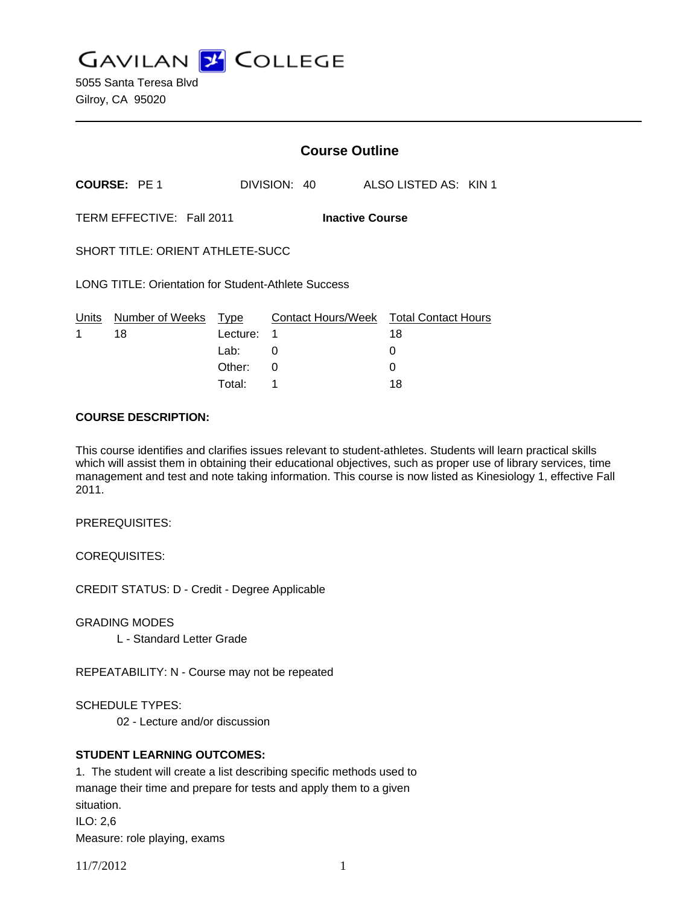# GAVILAN COLLEGE

5055 Santa Teresa Blvd
Gilroy, CA 95020

## Course Outline

**COURSE:** PE 1 DIVISION: 40 ALSO LISTED AS: KIN 1

TERM EFFECTIVE: Fall 2011 **Inactive Course**

SHORT TITLE: ORIENT ATHLETE-SUCC

LONG TITLE: Orientation for Student-Athlete Success

| Units | Number of Weeks | Type | Contact Hours/Week | Total Contact Hours |
|---|---|---|---|---|
| 1 | 18 | Lecture: | 1 | 18 |
| | | Lab: | 0 | 0 |
| | | Other: | 0 | 0 |
| | | Total: | 1 | 18 |

**COURSE DESCRIPTION:**

This course identifies and clarifies issues relevant to student-athletes. Students will learn practical skills which will assist them in obtaining their educational objectives, such as proper use of library services, time management and test and note taking information. This course is now listed as Kinesiology 1, effective Fall 2011.

PREREQUISITES:

COREQUISITES:

CREDIT STATUS: D - Credit - Degree Applicable

GRADING MODES

L - Standard Letter Grade

REPEATABILITY: N - Course may not be repeated

SCHEDULE TYPES:

02 - Lecture and/or discussion

**STUDENT LEARNING OUTCOMES:**

1. The student will create a list describing specific methods used to manage their time and prepare for tests and apply them to a given situation.
ILO: 2,6
Measure: role playing, exams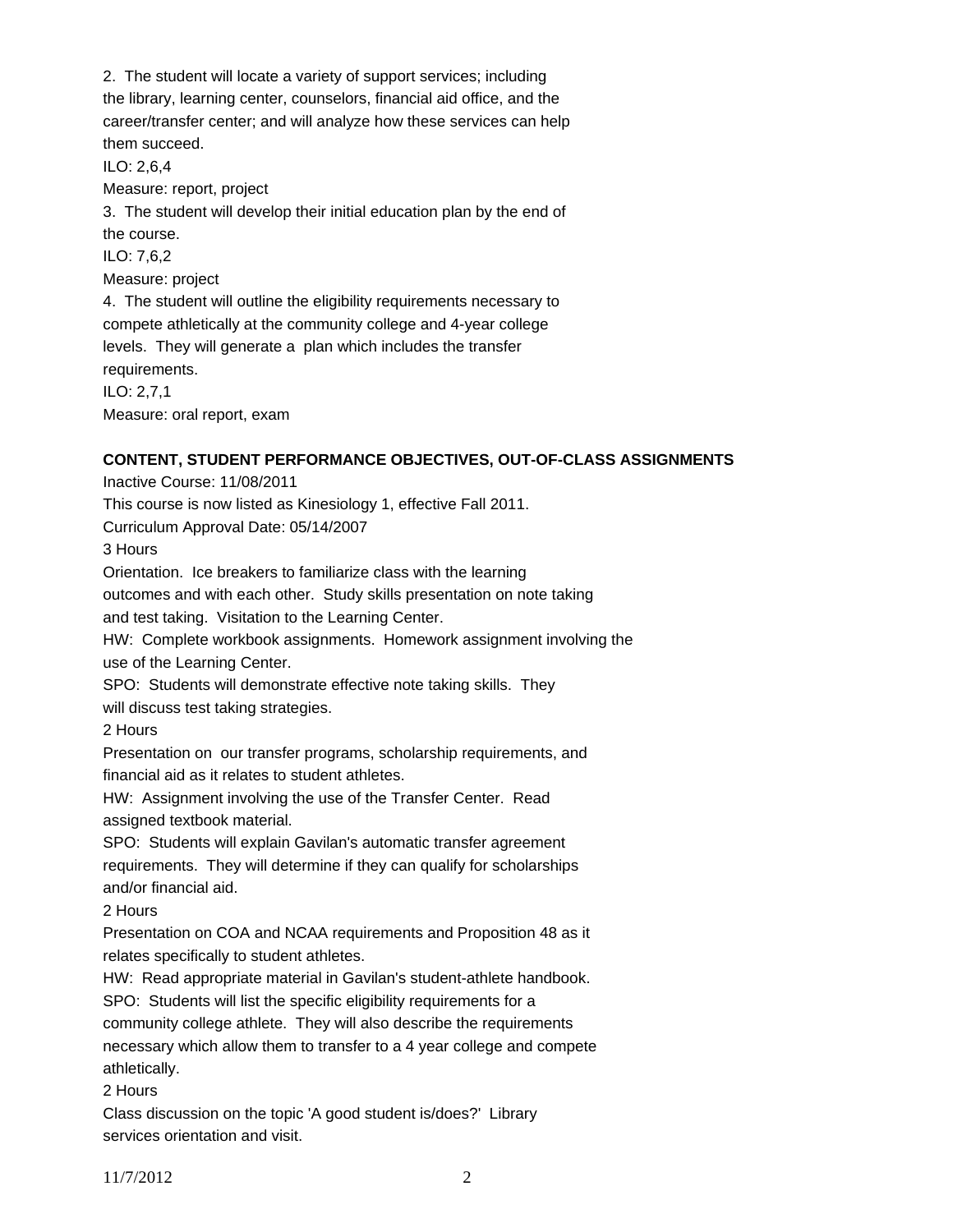2. The student will locate a variety of support services; including the library, learning center, counselors, financial aid office, and the career/transfer center; and will analyze how these services can help them succeed.

ILO: 2,6,4

Measure: report, project

3. The student will develop their initial education plan by the end of the course.

ILO: 7,6,2

Measure: project

4. The student will outline the eligibility requirements necessary to compete athletically at the community college and 4-year college levels. They will generate a plan which includes the transfer requirements.

ILO: 2,7,1

Measure: oral report, exam

**CONTENT, STUDENT PERFORMANCE OBJECTIVES, OUT-OF-CLASS ASSIGNMENTS**

Inactive Course: 11/08/2011

This course is now listed as Kinesiology 1, effective Fall 2011.

Curriculum Approval Date: 05/14/2007

3 Hours

Orientation. Ice breakers to familiarize class with the learning outcomes and with each other. Study skills presentation on note taking and test taking. Visitation to the Learning Center.

HW: Complete workbook assignments. Homework assignment involving the use of the Learning Center.

SPO: Students will demonstrate effective note taking skills. They will discuss test taking strategies.

2 Hours

Presentation on our transfer programs, scholarship requirements, and financial aid as it relates to student athletes.

HW: Assignment involving the use of the Transfer Center. Read assigned textbook material.

SPO: Students will explain Gavilan's automatic transfer agreement requirements. They will determine if they can qualify for scholarships and/or financial aid.

2 Hours

Presentation on COA and NCAA requirements and Proposition 48 as it relates specifically to student athletes.

HW: Read appropriate material in Gavilan's student-athlete handbook.

SPO: Students will list the specific eligibility requirements for a community college athlete. They will also describe the requirements necessary which allow them to transfer to a 4 year college and compete athletically.

2 Hours

Class discussion on the topic 'A good student is/does?' Library services orientation and visit.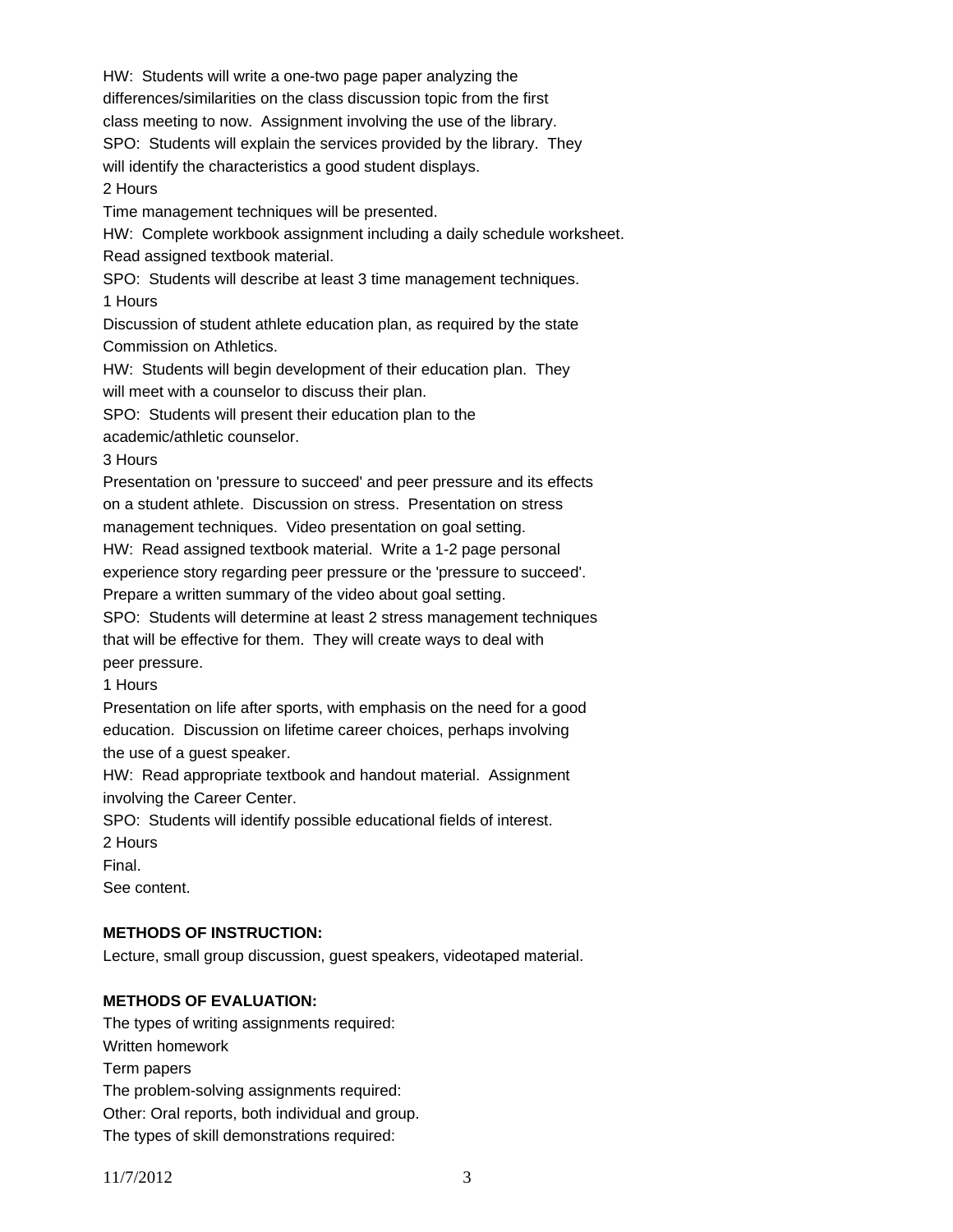HW: Students will write a one-two page paper analyzing the differences/similarities on the class discussion topic from the first class meeting to now. Assignment involving the use of the library.

SPO: Students will explain the services provided by the library. They will identify the characteristics a good student displays.

2 Hours

Time management techniques will be presented.

HW: Complete workbook assignment including a daily schedule worksheet. Read assigned textbook material.

SPO: Students will describe at least 3 time management techniques.

1 Hours

Discussion of student athlete education plan, as required by the state Commission on Athletics.

HW: Students will begin development of their education plan. They will meet with a counselor to discuss their plan.

SPO: Students will present their education plan to the academic/athletic counselor.

3 Hours

Presentation on 'pressure to succeed' and peer pressure and its effects on a student athlete. Discussion on stress. Presentation on stress management techniques. Video presentation on goal setting.

HW: Read assigned textbook material. Write a 1-2 page personal experience story regarding peer pressure or the 'pressure to succeed'. Prepare a written summary of the video about goal setting.

SPO: Students will determine at least 2 stress management techniques that will be effective for them. They will create ways to deal with peer pressure.

1 Hours

Presentation on life after sports, with emphasis on the need for a good education. Discussion on lifetime career choices, perhaps involving the use of a guest speaker.

HW: Read appropriate textbook and handout material. Assignment involving the Career Center.

SPO: Students will identify possible educational fields of interest.

2 Hours

Final.

See content.

**METHODS OF INSTRUCTION:**

Lecture, small group discussion, guest speakers, videotaped material.

**METHODS OF EVALUATION:**

The types of writing assignments required:

Written homework

Term papers

The problem-solving assignments required:

Other: Oral reports, both individual and group.

The types of skill demonstrations required: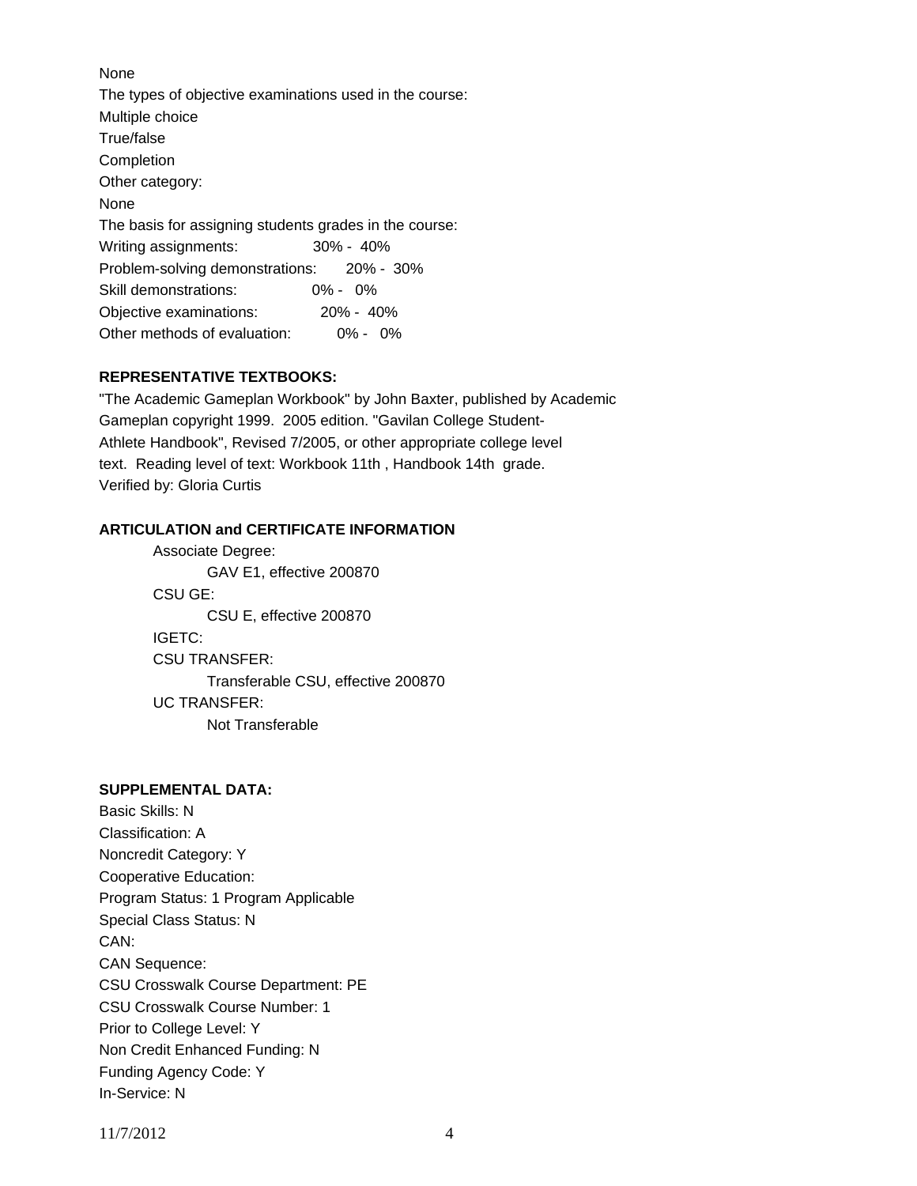None

The types of objective examinations used in the course:

Multiple choice

True/false

Completion

Other category:

None

The basis for assigning students grades in the course:

| | |
|---|---|
| Writing assignments: | 30% - 40% |
| Problem-solving demonstrations: | 20% - 30% |
| Skill demonstrations: | 0% - 0% |
| Objective examinations: | 20% - 40% |
| Other methods of evaluation: | 0% - 0% |

**REPRESENTATIVE TEXTBOOKS:**

"The Academic Gameplan Workbook" by John Baxter, published by Academic Gameplan copyright 1999. 2005 edition. "Gavilan College Student-Athlete Handbook", Revised 7/2005, or other appropriate college level text. Reading level of text: Workbook 11th , Handbook 14th grade. Verified by: Gloria Curtis

**ARTICULATION and CERTIFICATE INFORMATION**

Associate Degree:
- GAV E1, effective 200870

CSU GE:
- CSU E, effective 200870

IGETC:

CSU TRANSFER:
- Transferable CSU, effective 200870

UC TRANSFER:
- Not Transferable

**SUPPLEMENTAL DATA:**

Basic Skills: N

Classification: A

Noncredit Category: Y

Cooperative Education:

Program Status: 1 Program Applicable

Special Class Status: N

CAN:

CAN Sequence:

CSU Crosswalk Course Department: PE

CSU Crosswalk Course Number: 1

Prior to College Level: Y

Non Credit Enhanced Funding: N

Funding Agency Code: Y

In-Service: N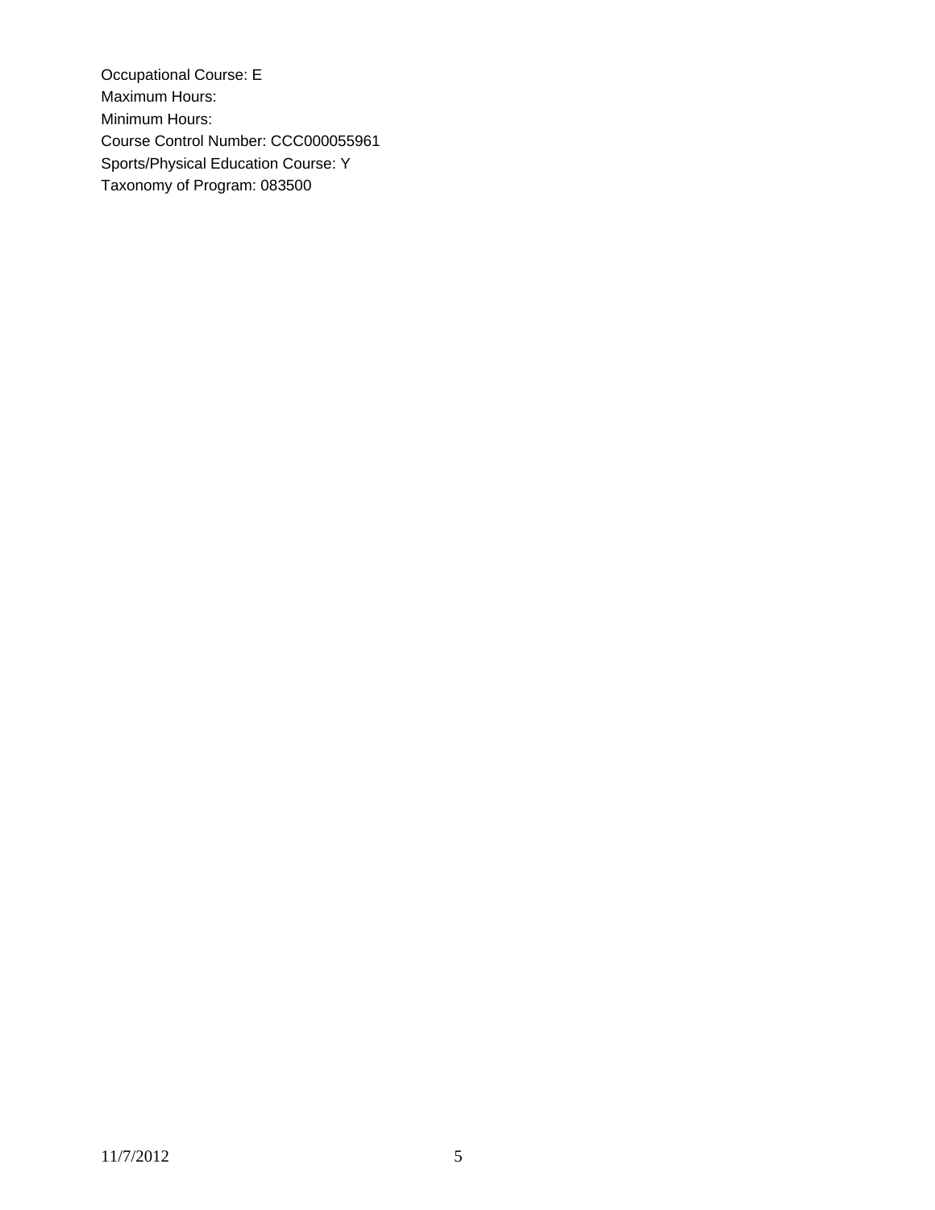Occupational Course: E
Maximum Hours:
Minimum Hours:
Course Control Number: CCC000055961
Sports/Physical Education Course: Y
Taxonomy of Program: 083500